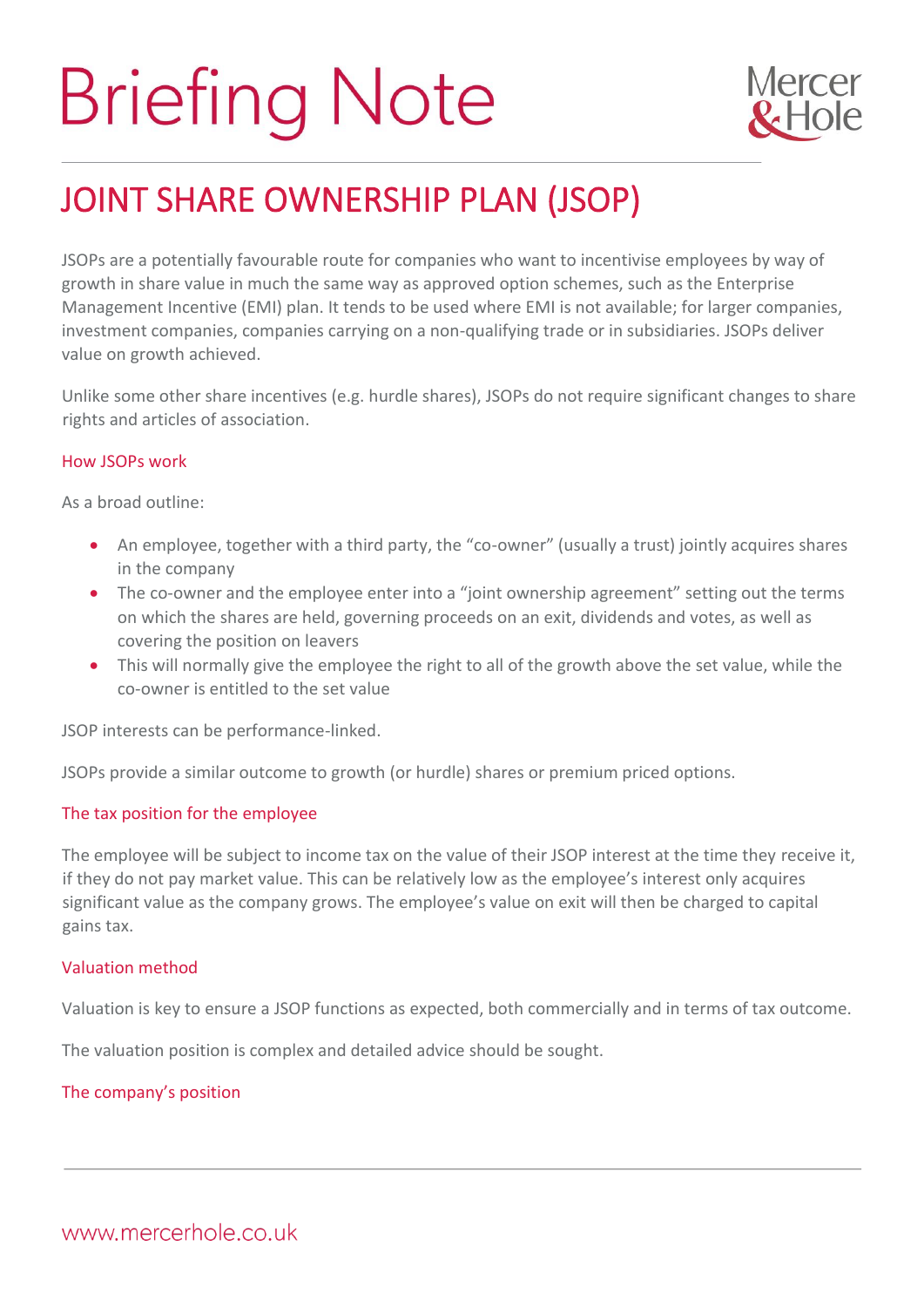# Briefing Note

## JOINT SHARE OWNERSHIP PLAN (JSOP)

JSOPs are a potentially favourable route for companies who want to incentivise employees by way of growth in share value in much the same way as approved option schemes, such as the Enterprise Management Incentive (EMI) plan. It tends to be used where EMI is not available; for larger companies, investment companies, companies carrying on a non-qualifying trade or in subsidiaries. JSOPs deliver value on growth achieved.

Unlike some other share incentives (e.g. hurdle shares), JSOPs do not require significant changes to share rights and articles of association.

### How JSOPs work

As a broad outline:

- An employee, together with a third party, the "co-owner" (usually a trust) jointly acquires shares in the company
- The co-owner and the employee enter into a "joint ownership agreement" setting out the terms on which the shares are held, governing proceeds on an exit, dividends and votes, as well as covering the position on leavers
- This will normally give the employee the right to all of the growth above the set value, while the co-owner is entitled to the set value

JSOP interests can be performance-linked.

JSOPs provide a similar outcome to growth (or hurdle) shares or premium priced options.

### The tax position for the employee

The employee will be subject to income tax on the value of their JSOP interest at the time they receive it, if they do not pay market value. This can be relatively low as the employee's interest only acquires significant value as the company grows. The employee's value on exit will then be charged to capital gains tax.

### Valuation method

Valuation is key to ensure a JSOP functions as expected, both commercially and in terms of tax outcome.

The valuation position is complex and detailed advice should be sought.

### The company's position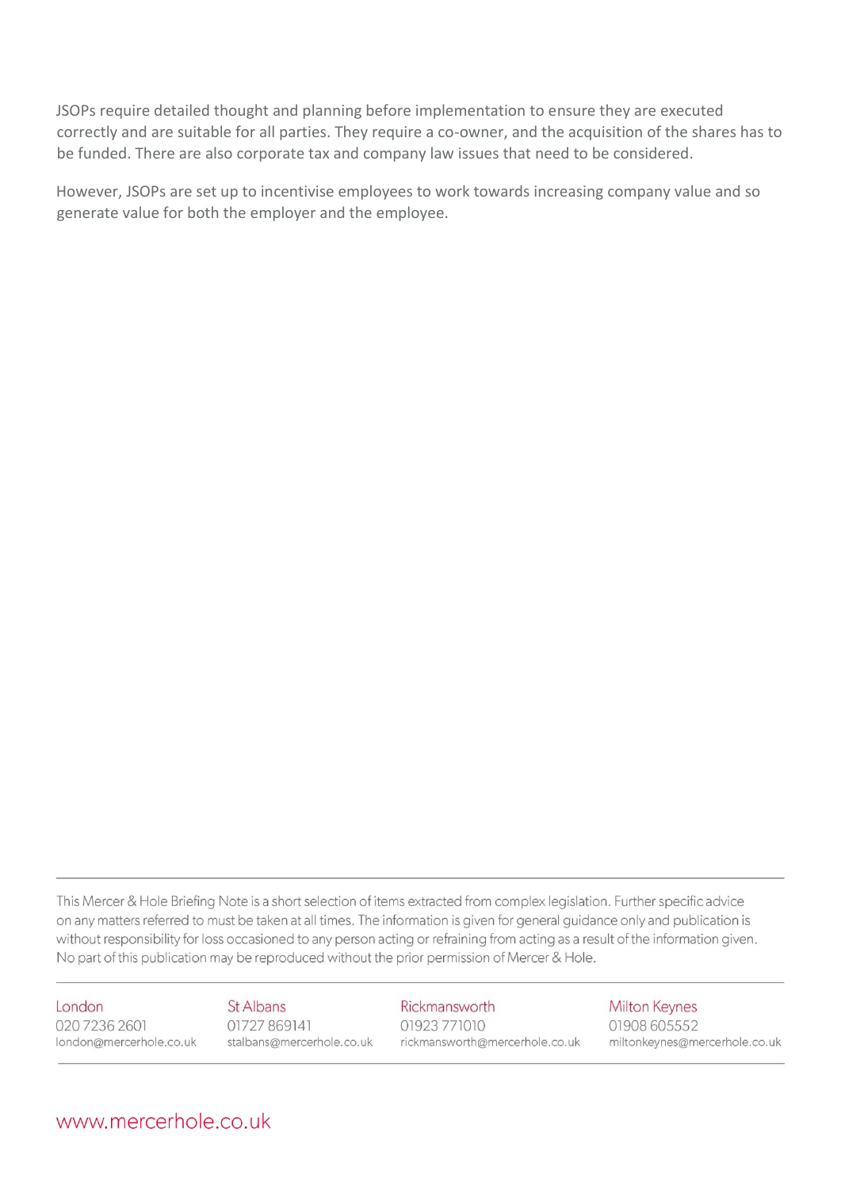JSOPs require detailed thought and planning before implementation to ensure they are executed correctly and are suitable for all parties. They require a co-owner, and the acquisition of the shares has to be funded. There are also corporate tax and company law issues that need to be considered.

However, JSOPs are set up to incentivise employees to work towards increasing company value and so generate value for both the employer and the employee.

---

This Mercer & Hole Briefing Note is a short selection of items extracted from complex legislation. Further specific advice on any matters referred to must be taken at all times. The information is given for general guidance only and publication is without responsibility for loss occasioned to any person acting or refraining from acting as a result of the information given. No part of this publication may be reproduced without the prior permission of Mercer & Hole.

---

| London | St Albans | Rickmansworth | Milton Keynes |
| --- | --- | --- | --- |
| 020 7236 2601 | 01727 869141 | 01923 771010 | 01908 605552 |
| london@mercerhole.co.uk | stalbans@mercerhole.co.uk | rickmansworth@mercerhole.co.uk | miltonkeynes@mercerhole.co.uk |

www.mercerhole.co.uk